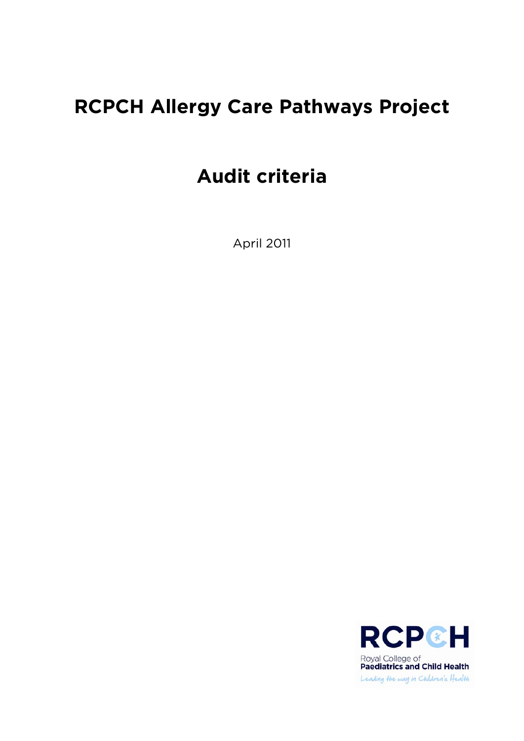# RCPCH Allergy Care Pathways Project

## Audit criteria

April 2011

RCPCH

Royal College of
**Paediatrics and Child Health**

*Leading the way in Children's Health*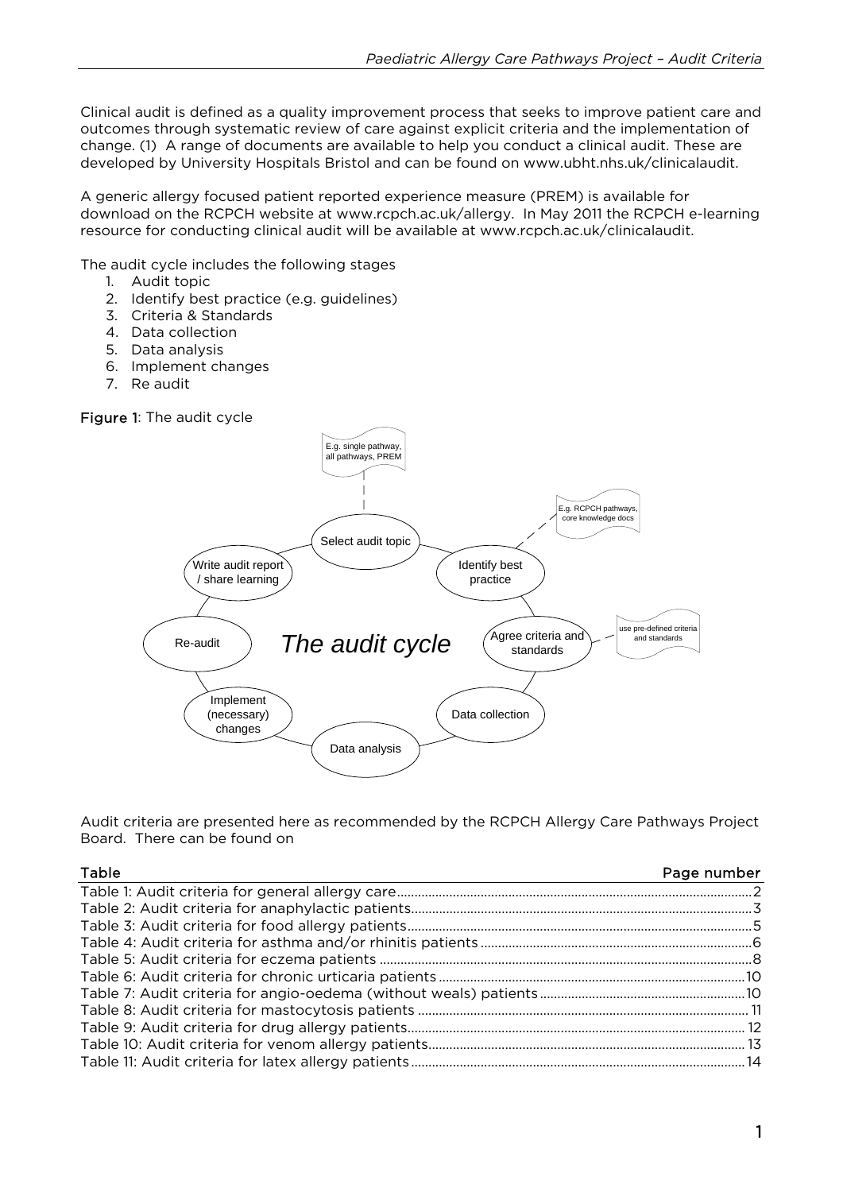Clinical audit is defined as a quality improvement process that seeks to improve patient care and outcomes through systematic review of care against explicit criteria and the implementation of change. (1) A range of documents are available to help you conduct a clinical audit. These are developed by University Hospitals Bristol and can be found on www.ubht.nhs.uk/clinicalaudit.

A generic allergy focused patient reported experience measure (PREM) is available for download on the RCPCH website at www.rcpch.ac.uk/allergy. In May 2011 the RCPCH e-learning resource for conducting clinical audit will be available at www.rcpch.ac.uk/clinicalaudit.

The audit cycle includes the following stages

1. Audit topic
2. Identify best practice (e.g. guidelines)
3. Criteria & Standards
4. Data collection
5. Data analysis
6. Implement changes
7. Re audit

**Figure 1**: The audit cycle

*The audit cycle*

- Select audit topic (E.g. single pathway, all pathways, PREM)
- Identify best practice (E.g. RCPCH pathways, core knowledge docs)
- Agree criteria and standards (use pre-defined criteria and standards)
- Data collection
- Data analysis
- Implement (necessary) changes
- Re-audit
- Write audit report / share learning

Audit criteria are presented here as recommended by the RCPCH Allergy Care Pathways Project Board. There can be found on

| Table | Page number |
|---|---|
| Table 1: Audit criteria for general allergy care | 2 |
| Table 2: Audit criteria for anaphylactic patients | 3 |
| Table 3: Audit criteria for food allergy patients | 5 |
| Table 4: Audit criteria for asthma and/or rhinitis patients | 6 |
| Table 5: Audit criteria for eczema patients | 8 |
| Table 6: Audit criteria for chronic urticaria patients | 10 |
| Table 7: Audit criteria for angio-oedema (without weals) patients | 10 |
| Table 8: Audit criteria for mastocytosis patients | 11 |
| Table 9: Audit criteria for drug allergy patients | 12 |
| Table 10: Audit criteria for venom allergy patients | 13 |
| Table 11: Audit criteria for latex allergy patients | 14 |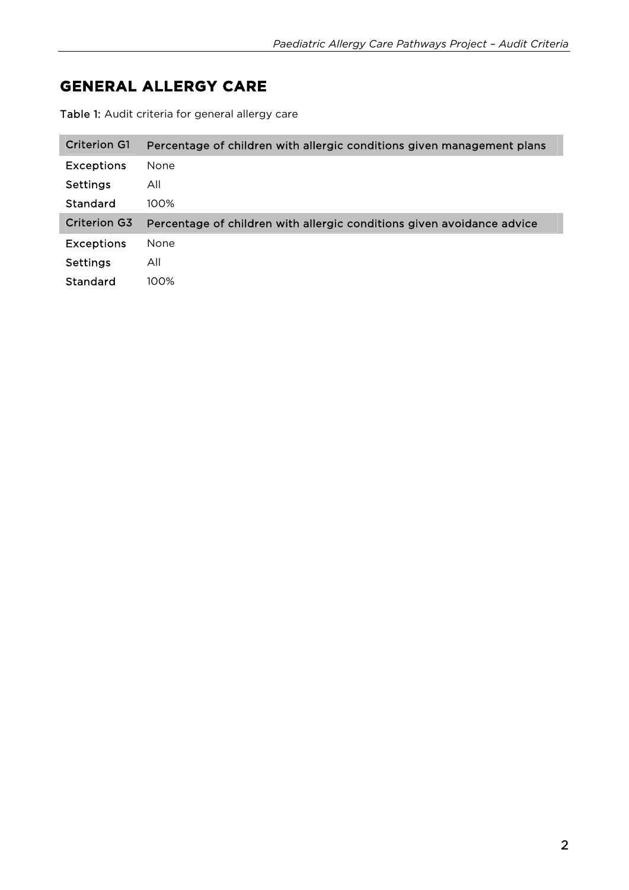## GENERAL ALLERGY CARE

**Table 1:** Audit criteria for general allergy care

| Criterion G1 | Percentage of children with allergic conditions given management plans |
| --- | --- |
| Exceptions | None |
| Settings | All |
| Standard | 100% |
| **Criterion G3** | **Percentage of children with allergic conditions given avoidance advice** |
| Exceptions | None |
| Settings | All |
| Standard | 100% |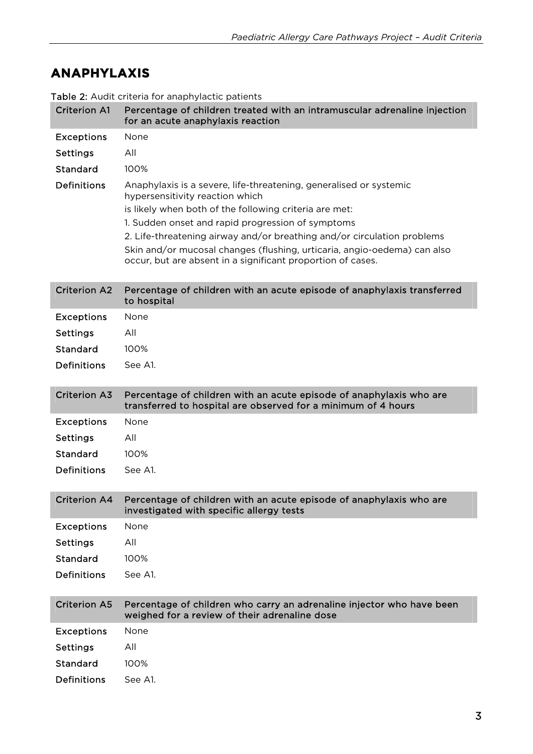# ANAPHYLAXIS

Table 2: Audit criteria for anaphylactic patients

| Criterion A1 | Percentage of children treated with an intramuscular adrenaline injection for an acute anaphylaxis reaction |
|---|---|
| Exceptions | None |
| Settings | All |
| Standard | 100% |
| Definitions | Anaphylaxis is a severe, life-threatening, generalised or systemic hypersensitivity reaction which is likely when both of the following criteria are met: 1. Sudden onset and rapid progression of symptoms 2. Life-threatening airway and/or breathing and/or circulation problems Skin and/or mucosal changes (flushing, urticaria, angio-oedema) can also occur, but are absent in a significant proportion of cases. |

| Criterion A2 | Percentage of children with an acute episode of anaphylaxis transferred to hospital |
|---|---|
| Exceptions | None |
| Settings | All |
| Standard | 100% |
| Definitions | See A1. |

| Criterion A3 | Percentage of children with an acute episode of anaphylaxis who are transferred to hospital are observed for a minimum of 4 hours |
|---|---|
| Exceptions | None |
| Settings | All |
| Standard | 100% |
| Definitions | See A1. |

| Criterion A4 | Percentage of children with an acute episode of anaphylaxis who are investigated with specific allergy tests |
|---|---|
| Exceptions | None |
| Settings | All |
| Standard | 100% |
| Definitions | See A1. |

| Criterion A5 | Percentage of children who carry an adrenaline injector who have been weighed for a review of their adrenaline dose |
|---|---|
| Exceptions | None |
| Settings | All |
| Standard | 100% |
| Definitions | See A1. |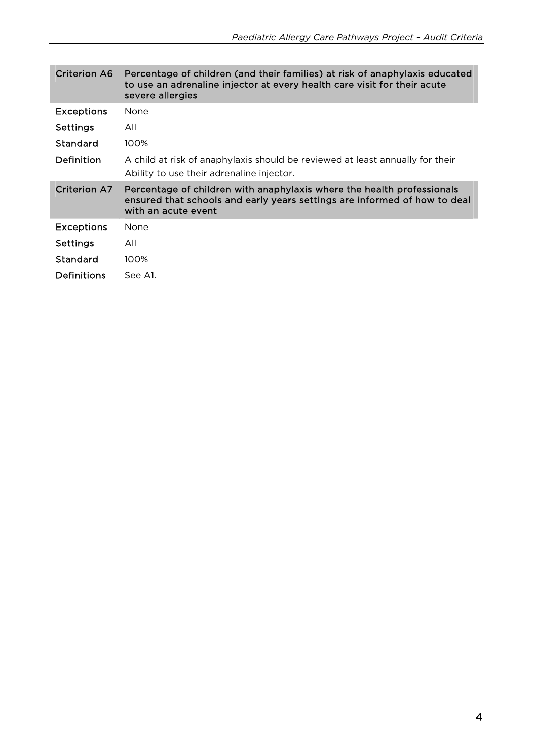| Criterion A6 | Percentage of children (and their families) at risk of anaphylaxis educated to use an adrenaline injector at every health care visit for their acute severe allergies |
|---|---|
| Exceptions | None |
| Settings | All |
| Standard | 100% |
| Definition | A child at risk of anaphylaxis should be reviewed at least annually for their Ability to use their adrenaline injector. |

| Criterion A7 | Percentage of children with anaphylaxis where the health professionals ensured that schools and early years settings are informed of how to deal with an acute event |
|---|---|
| Exceptions | None |
| Settings | All |
| Standard | 100% |
| Definitions | See A1. |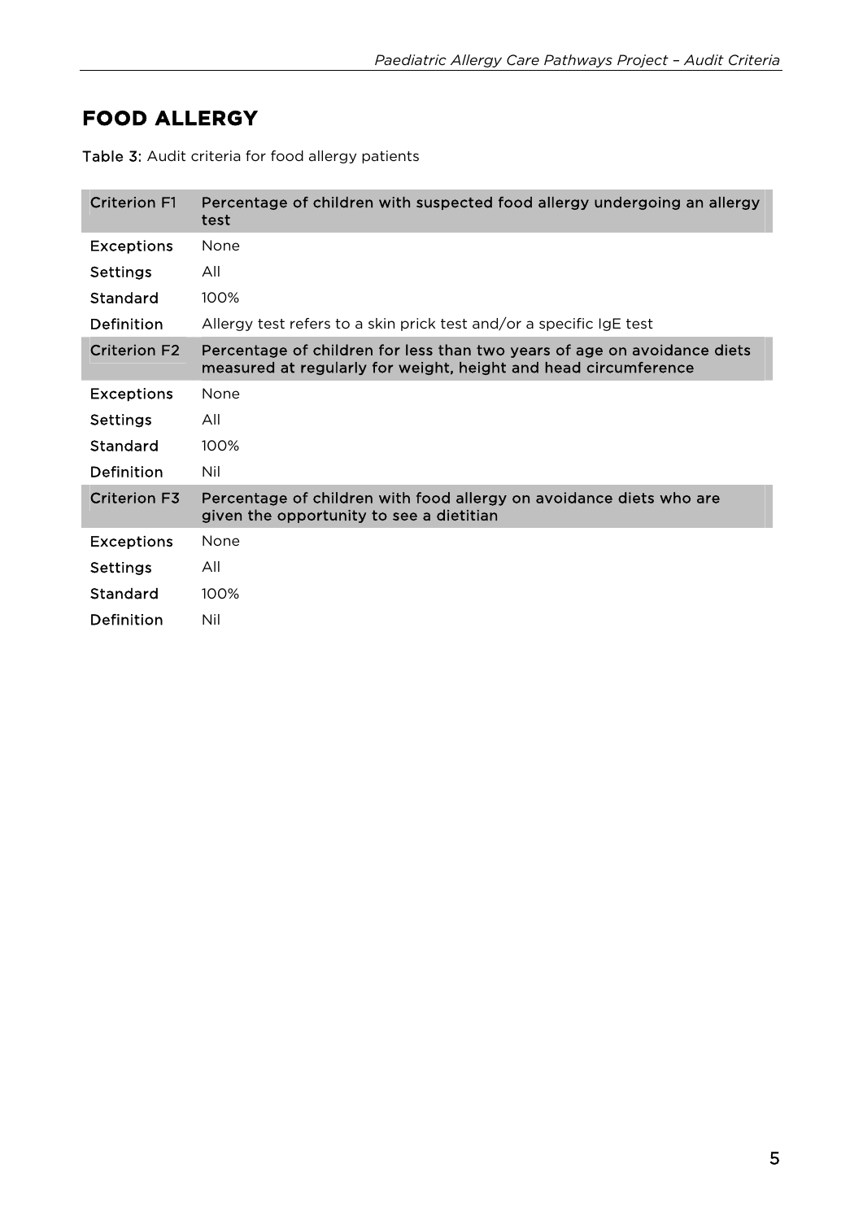# FOOD ALLERGY

**Table 3:** Audit criteria for food allergy patients

| Criterion F1 | Percentage of children with suspected food allergy undergoing an allergy test |
|---|---|
| Exceptions | None |
| Settings | All |
| Standard | 100% |
| Definition | Allergy test refers to a skin prick test and/or a specific IgE test |
| **Criterion F2** | **Percentage of children for less than two years of age on avoidance diets measured at regularly for weight, height and head circumference** |
| Exceptions | None |
| Settings | All |
| Standard | 100% |
| Definition | Nil |
| **Criterion F3** | **Percentage of children with food allergy on avoidance diets who are given the opportunity to see a dietitian** |
| Exceptions | None |
| Settings | All |
| Standard | 100% |
| Definition | Nil |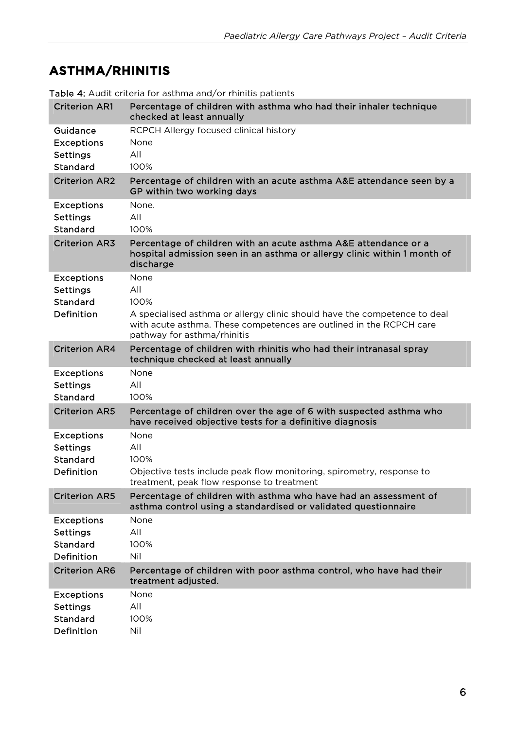## ASTHMA/RHINITIS

**Table 4:** Audit criteria for asthma and/or rhinitis patients

| **Criterion AR1** | **Percentage of children with asthma who had their inhaler technique checked at least annually** |
|---|---|
| Guidance | RCPCH Allergy focused clinical history |
| Exceptions | None |
| Settings | All |
| Standard | 100% |
| **Criterion AR2** | **Percentage of children with an acute asthma A&E attendance seen by a GP within two working days** |
| Exceptions | None. |
| Settings | All |
| Standard | 100% |
| **Criterion AR3** | **Percentage of children with an acute asthma A&E attendance or a hospital admission seen in an asthma or allergy clinic within 1 month of discharge** |
| Exceptions | None |
| Settings | All |
| Standard | 100% |
| Definition | A specialised asthma or allergy clinic should have the competence to deal with acute asthma. These competences are outlined in the RCPCH care pathway for asthma/rhinitis |
| **Criterion AR4** | **Percentage of children with rhinitis who had their intranasal spray technique checked at least annually** |
| Exceptions | None |
| Settings | All |
| Standard | 100% |
| **Criterion AR5** | **Percentage of children over the age of 6 with suspected asthma who have received objective tests for a definitive diagnosis** |
| Exceptions | None |
| Settings | All |
| Standard | 100% |
| Definition | Objective tests include peak flow monitoring, spirometry, response to treatment, peak flow response to treatment |
| **Criterion AR5** | **Percentage of children with asthma who have had an assessment of asthma control using a standardised or validated questionnaire** |
| Exceptions | None |
| Settings | All |
| Standard | 100% |
| Definition | Nil |
| **Criterion AR6** | **Percentage of children with poor asthma control, who have had their treatment adjusted.** |
| Exceptions | None |
| Settings | All |
| Standard | 100% |
| Definition | Nil |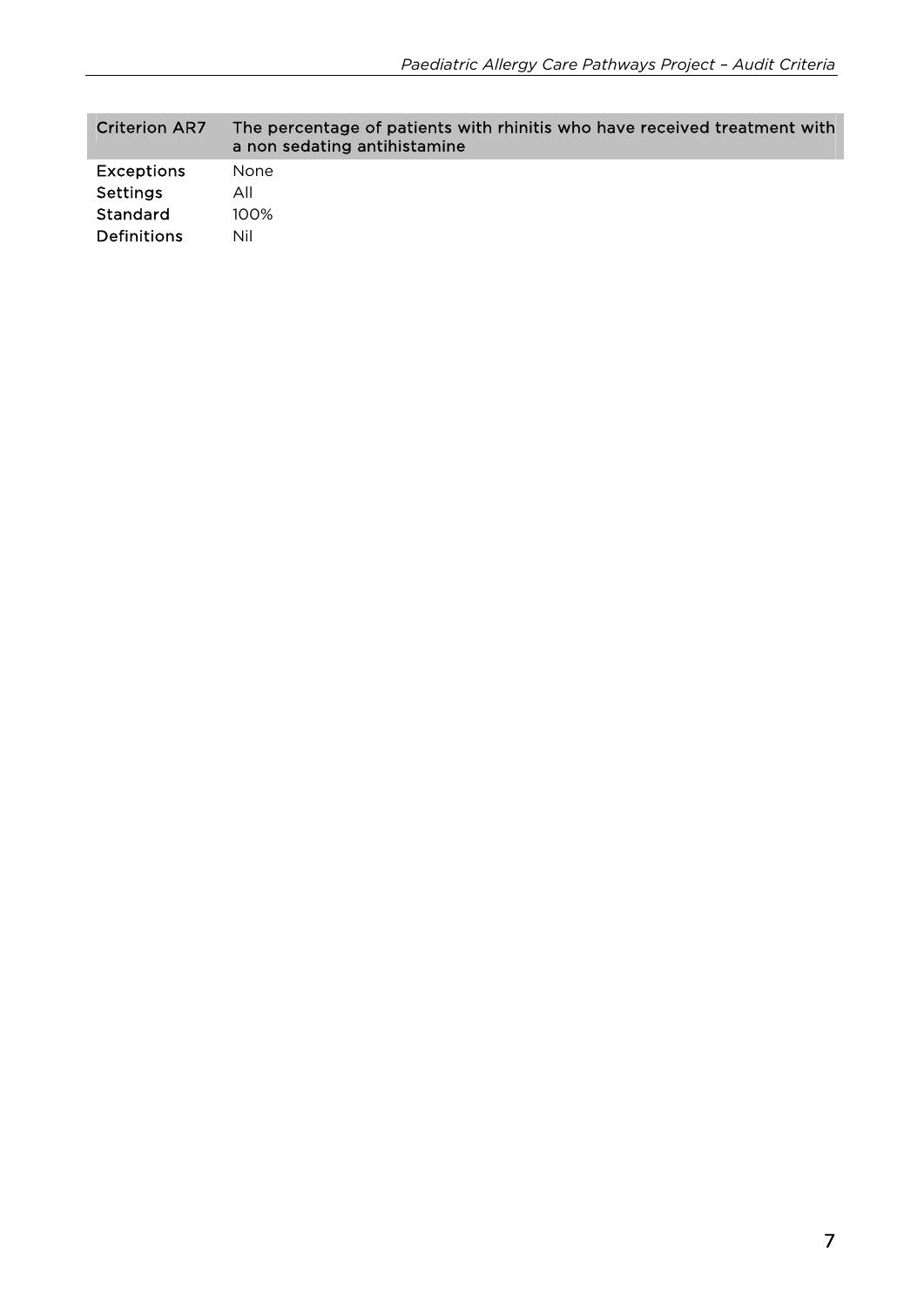| Criterion AR7 | The percentage of patients with rhinitis who have received treatment with a non sedating antihistamine |
|---|---|
| Exceptions | None |
| Settings | All |
| Standard | 100% |
| Definitions | Nil |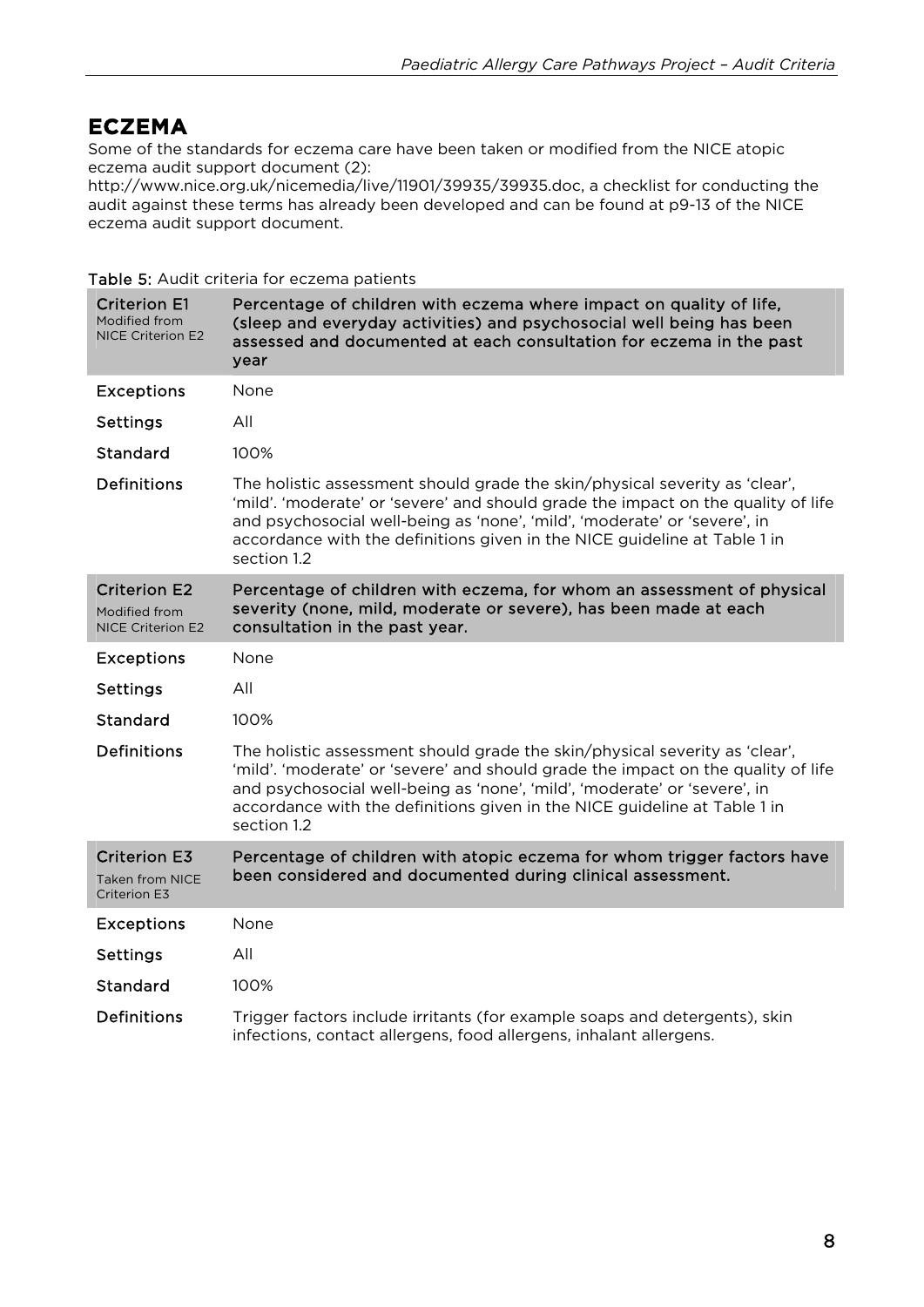## ECZEMA

Some of the standards for eczema care have been taken or modified from the NICE atopic eczema audit support document (2): http://www.nice.org.uk/nicemedia/live/11901/39935/39935.doc, a checklist for conducting the audit against these terms has already been developed and can be found at p9-13 of the NICE eczema audit support document.

**Table 5:** Audit criteria for eczema patients

| **Criterion E1** Modified from NICE Criterion E2 | **Percentage of children with eczema where impact on quality of life, (sleep and everyday activities) and psychosocial well being has been assessed and documented at each consultation for eczema in the past year** |
|---|---|
| **Exceptions** | None |
| **Settings** | All |
| **Standard** | 100% |
| **Definitions** | The holistic assessment should grade the skin/physical severity as 'clear', 'mild'. 'moderate' or 'severe' and should grade the impact on the quality of life and psychosocial well-being as 'none', 'mild', 'moderate' or 'severe', in accordance with the definitions given in the NICE guideline at Table 1 in section 1.2 |
| **Criterion E2** Modified from NICE Criterion E2 | **Percentage of children with eczema, for whom an assessment of physical severity (none, mild, moderate or severe), has been made at each consultation in the past year.** |
| **Exceptions** | None |
| **Settings** | All |
| **Standard** | 100% |
| **Definitions** | The holistic assessment should grade the skin/physical severity as 'clear', 'mild'. 'moderate' or 'severe' and should grade the impact on the quality of life and psychosocial well-being as 'none', 'mild', 'moderate' or 'severe', in accordance with the definitions given in the NICE guideline at Table 1 in section 1.2 |
| **Criterion E3** Taken from NICE Criterion E3 | **Percentage of children with atopic eczema for whom trigger factors have been considered and documented during clinical assessment.** |
| **Exceptions** | None |
| **Settings** | All |
| **Standard** | 100% |
| **Definitions** | Trigger factors include irritants (for example soaps and detergents), skin infections, contact allergens, food allergens, inhalant allergens. |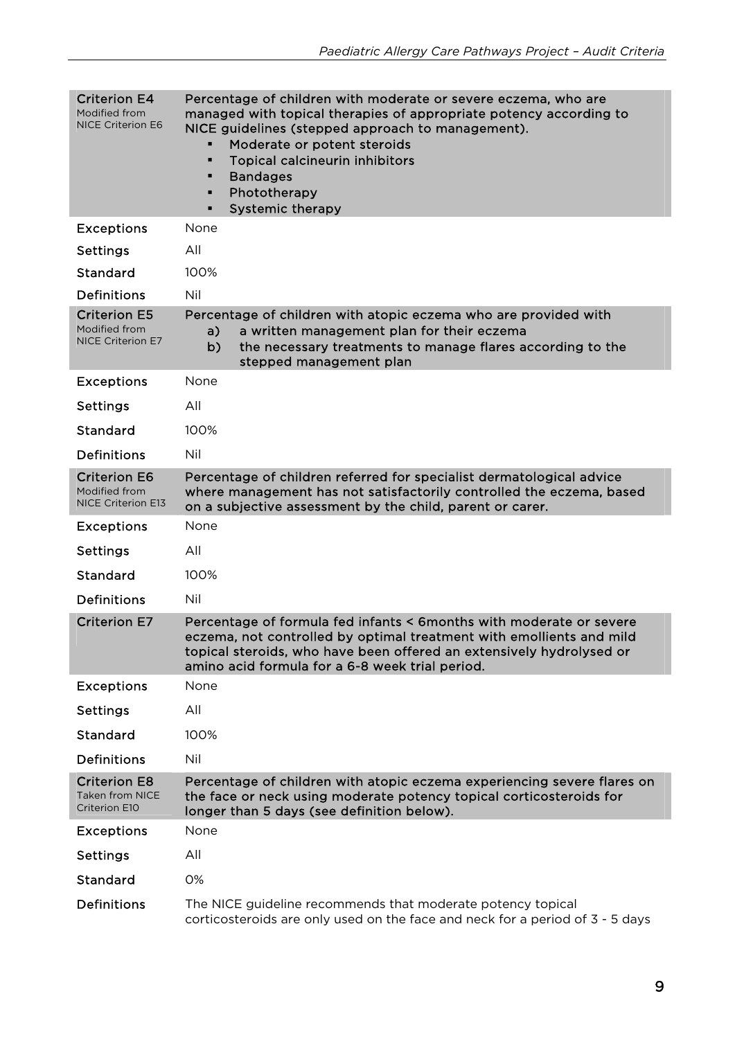| | |
|---|---|
| **Criterion E4** Modified from NICE Criterion E6 | **Percentage of children with moderate or severe eczema, who are managed with topical therapies of appropriate potency according to NICE guidelines (stepped approach to management).** <br>▪ Moderate or potent steroids <br>▪ Topical calcineurin inhibitors <br>▪ Bandages <br>▪ Phototherapy <br>▪ Systemic therapy |
| Exceptions | None |
| Settings | All |
| Standard | 100% |
| Definitions | Nil |
| **Criterion E5** Modified from NICE Criterion E7 | **Percentage of children with atopic eczema who are provided with** <br>a) a written management plan for their eczema <br>b) the necessary treatments to manage flares according to the stepped management plan |
| Exceptions | None |
| Settings | All |
| Standard | 100% |
| Definitions | Nil |
| **Criterion E6** Modified from NICE Criterion E13 | **Percentage of children referred for specialist dermatological advice where management has not satisfactorily controlled the eczema, based on a subjective assessment by the child, parent or carer.** |
| Exceptions | None |
| Settings | All |
| Standard | 100% |
| Definitions | Nil |
| **Criterion E7** | **Percentage of formula fed infants < 6months with moderate or severe eczema, not controlled by optimal treatment with emollients and mild topical steroids, who have been offered an extensively hydrolysed or amino acid formula for a 6-8 week trial period.** |
| Exceptions | None |
| Settings | All |
| Standard | 100% |
| Definitions | Nil |
| **Criterion E8** Taken from NICE Criterion E10 | **Percentage of children with atopic eczema experiencing severe flares on the face or neck using moderate potency topical corticosteroids for longer than 5 days (see definition below).** |
| Exceptions | None |
| Settings | All |
| Standard | 0% |
| Definitions | The NICE guideline recommends that moderate potency topical corticosteroids are only used on the face and neck for a period of 3 - 5 days |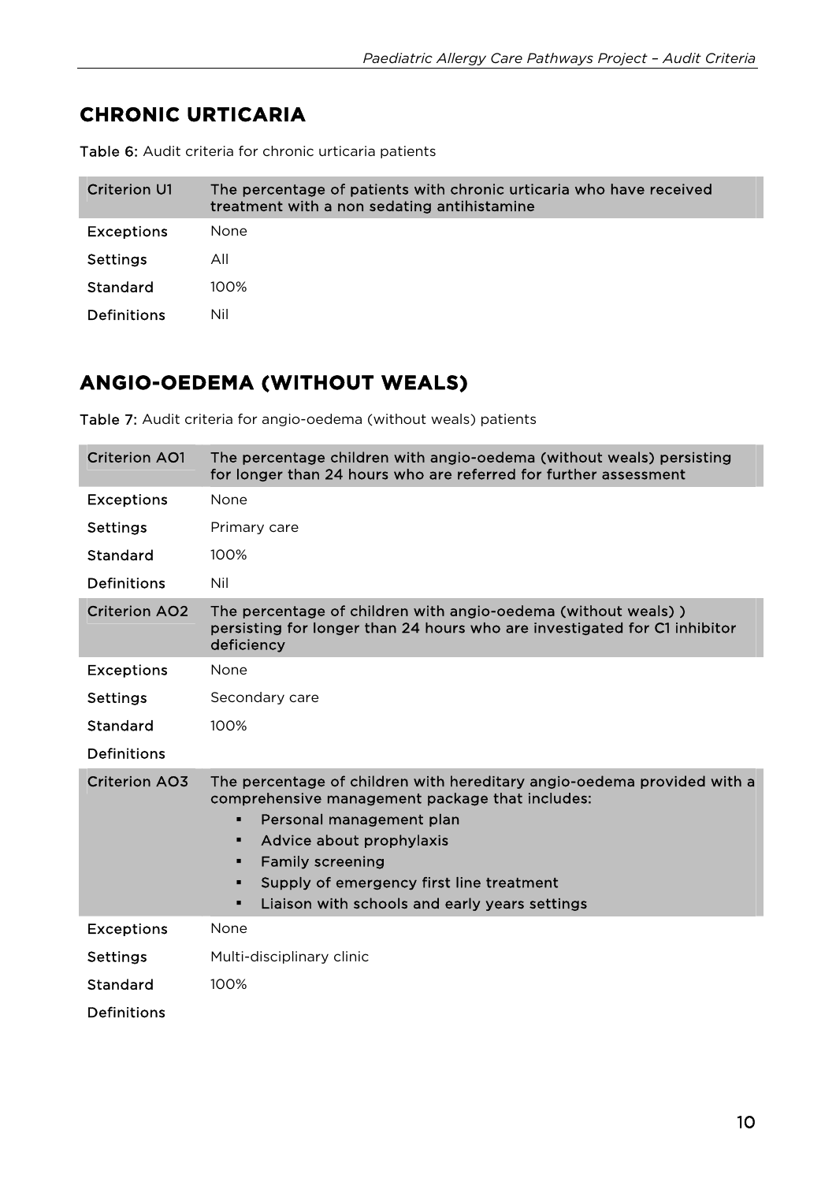## CHRONIC URTICARIA

**Table 6:** Audit criteria for chronic urticaria patients

| Criterion U1 | The percentage of patients with chronic urticaria who have received treatment with a non sedating antihistamine |
|---|---|
| Exceptions | None |
| Settings | All |
| Standard | 100% |
| Definitions | Nil |

## ANGIO-OEDEMA (WITHOUT WEALS)

**Table 7:** Audit criteria for angio-oedema (without weals) patients

| Criterion AO1 | The percentage children with angio-oedema (without weals) persisting for longer than 24 hours who are referred for further assessment |
|---|---|
| Exceptions | None |
| Settings | Primary care |
| Standard | 100% |
| Definitions | Nil |
| **Criterion AO2** | **The percentage of children with angio-oedema (without weals) ) persisting for longer than 24 hours who are investigated for C1 inhibitor deficiency** |
| Exceptions | None |
| Settings | Secondary care |
| Standard | 100% |
| Definitions | |
| **Criterion AO3** | **The percentage of children with hereditary angio-oedema provided with a comprehensive management package that includes:** <br> ▪ Personal management plan <br> ▪ Advice about prophylaxis <br> ▪ Family screening <br> ▪ Supply of emergency first line treatment <br> ▪ Liaison with schools and early years settings |
| Exceptions | None |
| Settings | Multi-disciplinary clinic |
| Standard | 100% |
| Definitions | |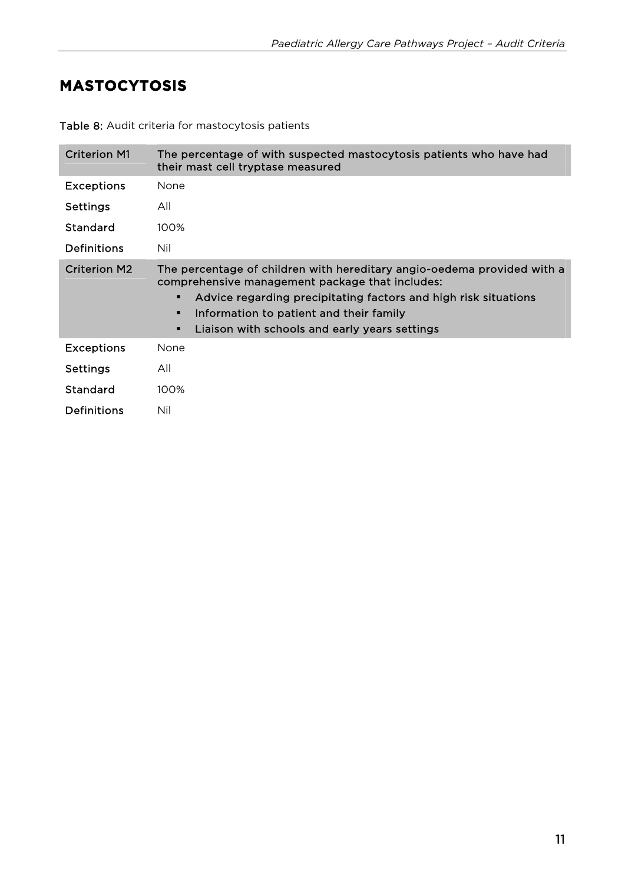# MASTOCYTOSIS

**Table 8:** Audit criteria for mastocytosis patients

| Criterion M1 | The percentage of with suspected mastocytosis patients who have had their mast cell tryptase measured |
|---|---|
| Exceptions | None |
| Settings | All |
| Standard | 100% |
| Definitions | Nil |
| **Criterion M2** | **The percentage of children with hereditary angio-oedema provided with a comprehensive management package that includes:** <br> ▪ **Advice regarding precipitating factors and high risk situations** <br> ▪ **Information to patient and their family** <br> ▪ **Liaison with schools and early years settings** |
| Exceptions | None |
| Settings | All |
| Standard | 100% |
| Definitions | Nil |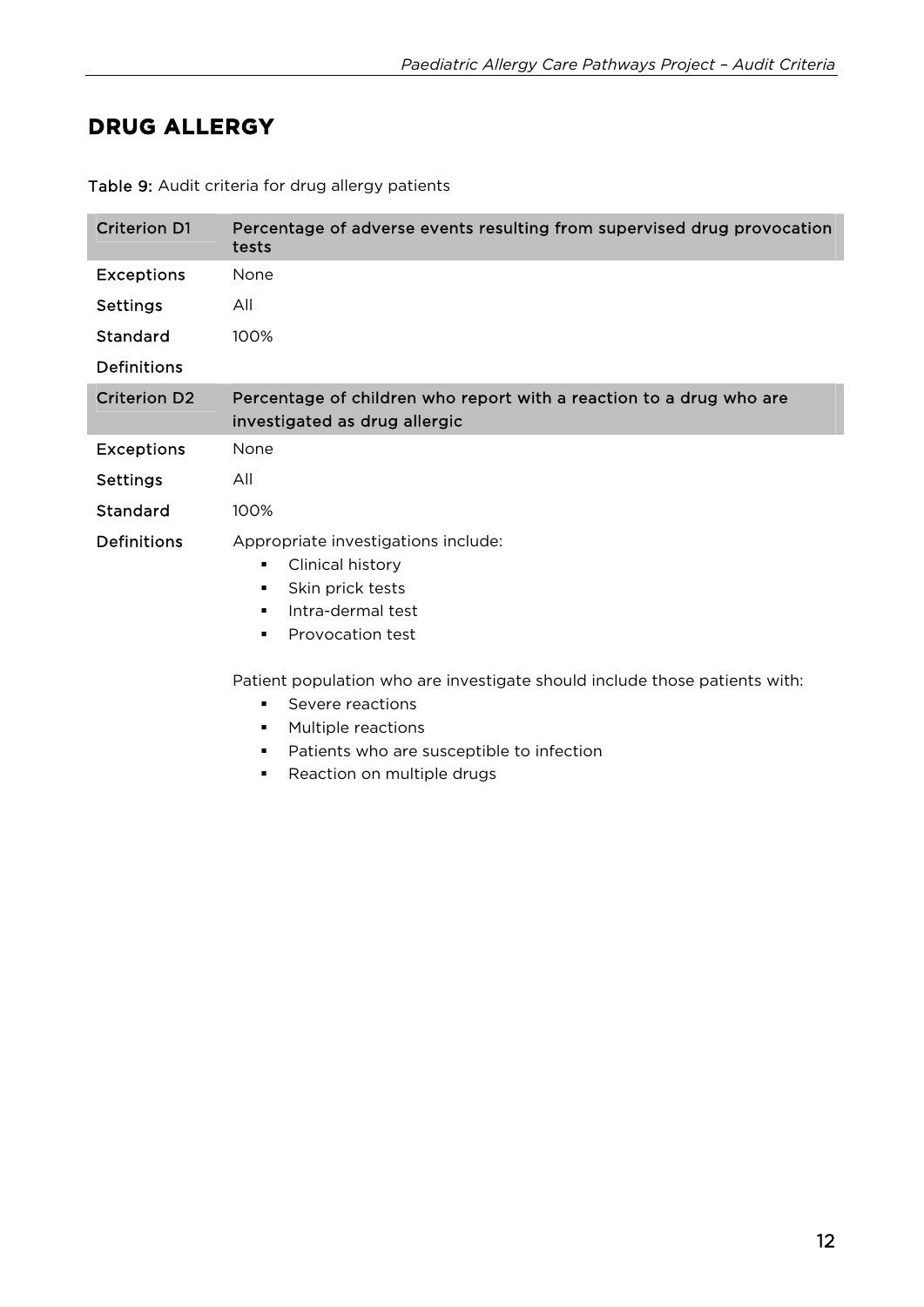## DRUG ALLERGY

Table 9: Audit criteria for drug allergy patients

| Criterion D1 | Percentage of adverse events resulting from supervised drug provocation tests |
|---|---|
| Exceptions | None |
| Settings | All |
| Standard | 100% |
| Definitions | |
| **Criterion D2** | **Percentage of children who report with a reaction to a drug who are investigated as drug allergic** |
| Exceptions | None |
| Settings | All |
| Standard | 100% |
| Definitions | Appropriate investigations include:<br>▪ Clinical history<br>▪ Skin prick tests<br>▪ Intra-dermal test<br>▪ Provocation test<br><br>Patient population who are investigate should include those patients with:<br>▪ Severe reactions<br>▪ Multiple reactions<br>▪ Patients who are susceptible to infection<br>▪ Reaction on multiple drugs |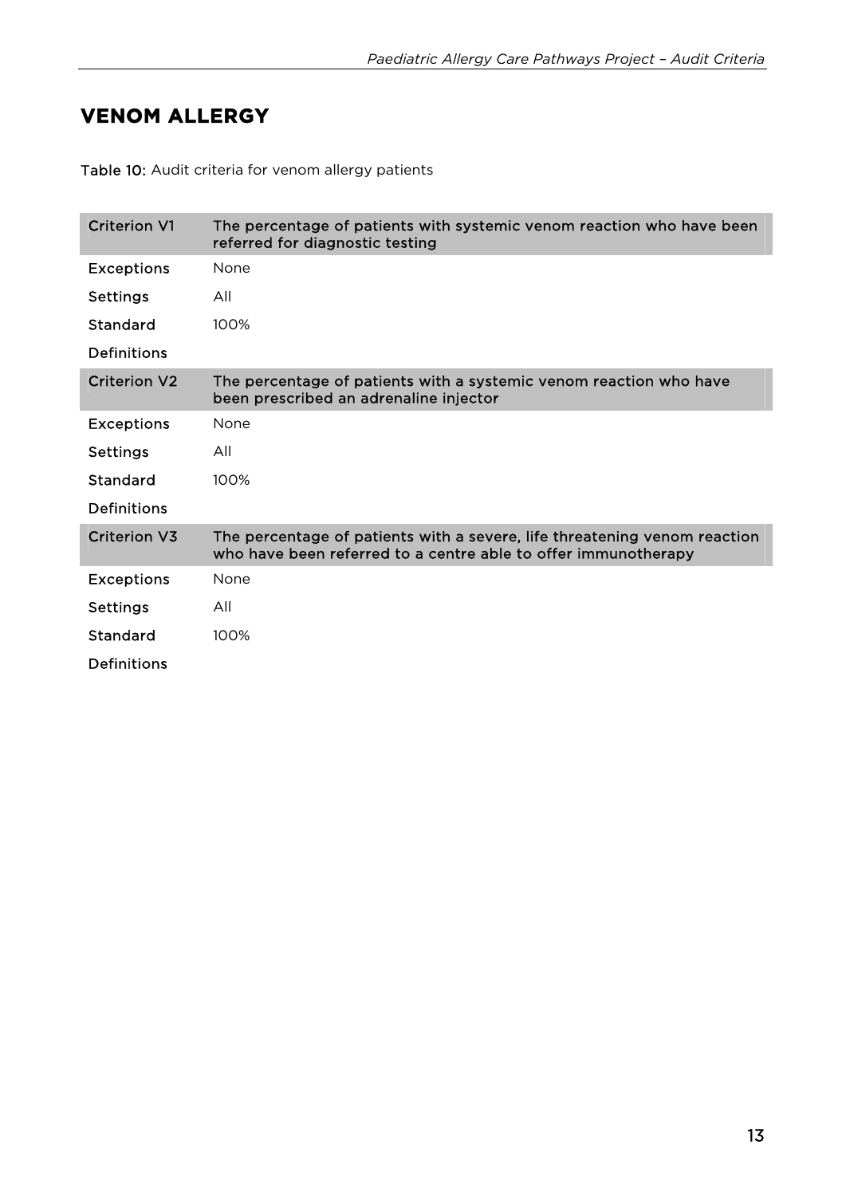## VENOM ALLERGY

**Table 10:** Audit criteria for venom allergy patients

| Criterion V1 | The percentage of patients with systemic venom reaction who have been referred for diagnostic testing |
|---|---|
| Exceptions | None |
| Settings | All |
| Standard | 100% |
| Definitions | |
| **Criterion V2** | **The percentage of patients with a systemic venom reaction who have been prescribed an adrenaline injector** |
| Exceptions | None |
| Settings | All |
| Standard | 100% |
| Definitions | |
| **Criterion V3** | **The percentage of patients with a severe, life threatening venom reaction who have been referred to a centre able to offer immunotherapy** |
| Exceptions | None |
| Settings | All |
| Standard | 100% |
| Definitions | |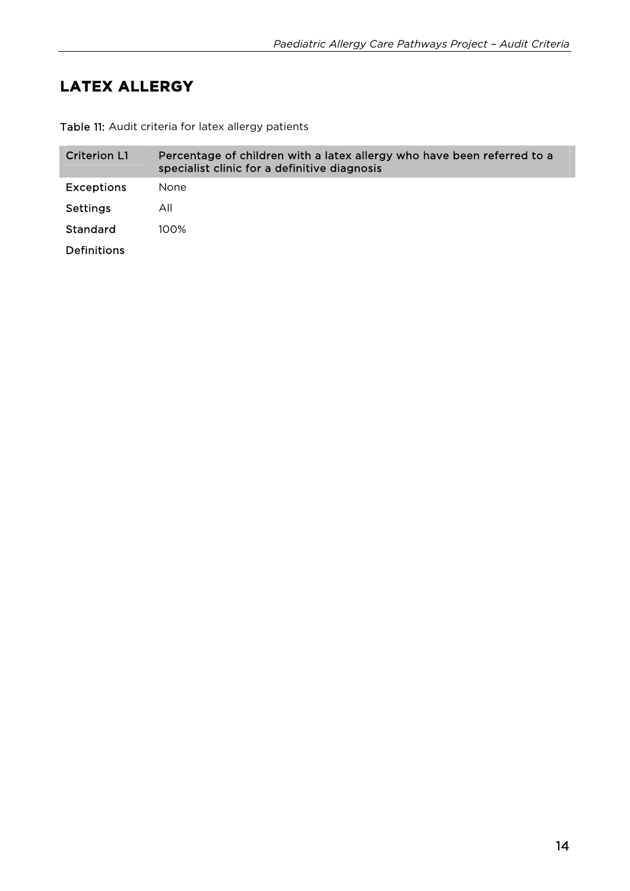## LATEX ALLERGY

**Table 11:** Audit criteria for latex allergy patients

| Criterion L1 | Percentage of children with a latex allergy who have been referred to a specialist clinic for a definitive diagnosis |
|---|---|
| Exceptions | None |
| Settings | All |
| Standard | 100% |
| Definitions | |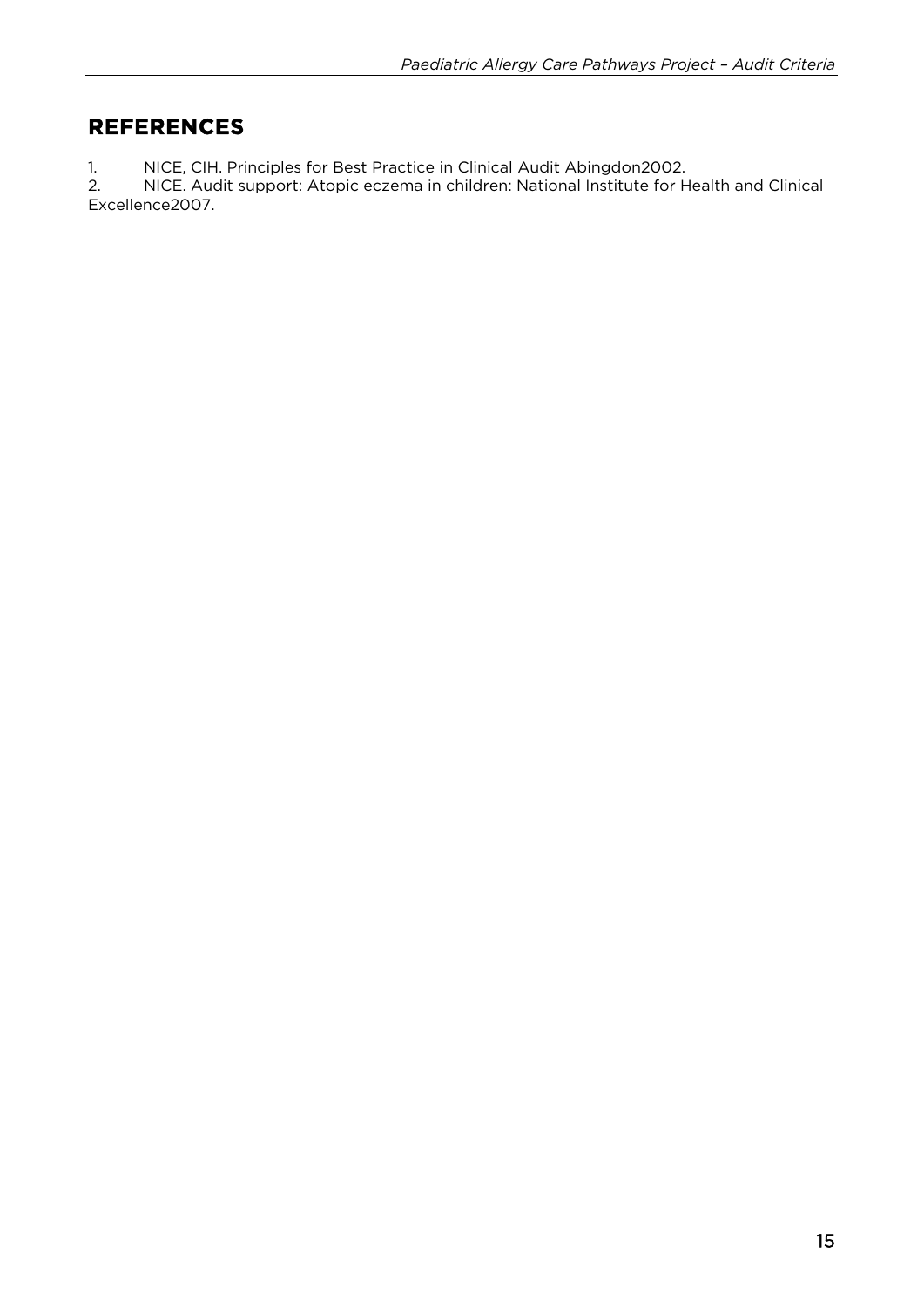## REFERENCES

1. NICE, CIH. Principles for Best Practice in Clinical Audit Abingdon2002.
2. NICE. Audit support: Atopic eczema in children: National Institute for Health and Clinical Excellence2007.